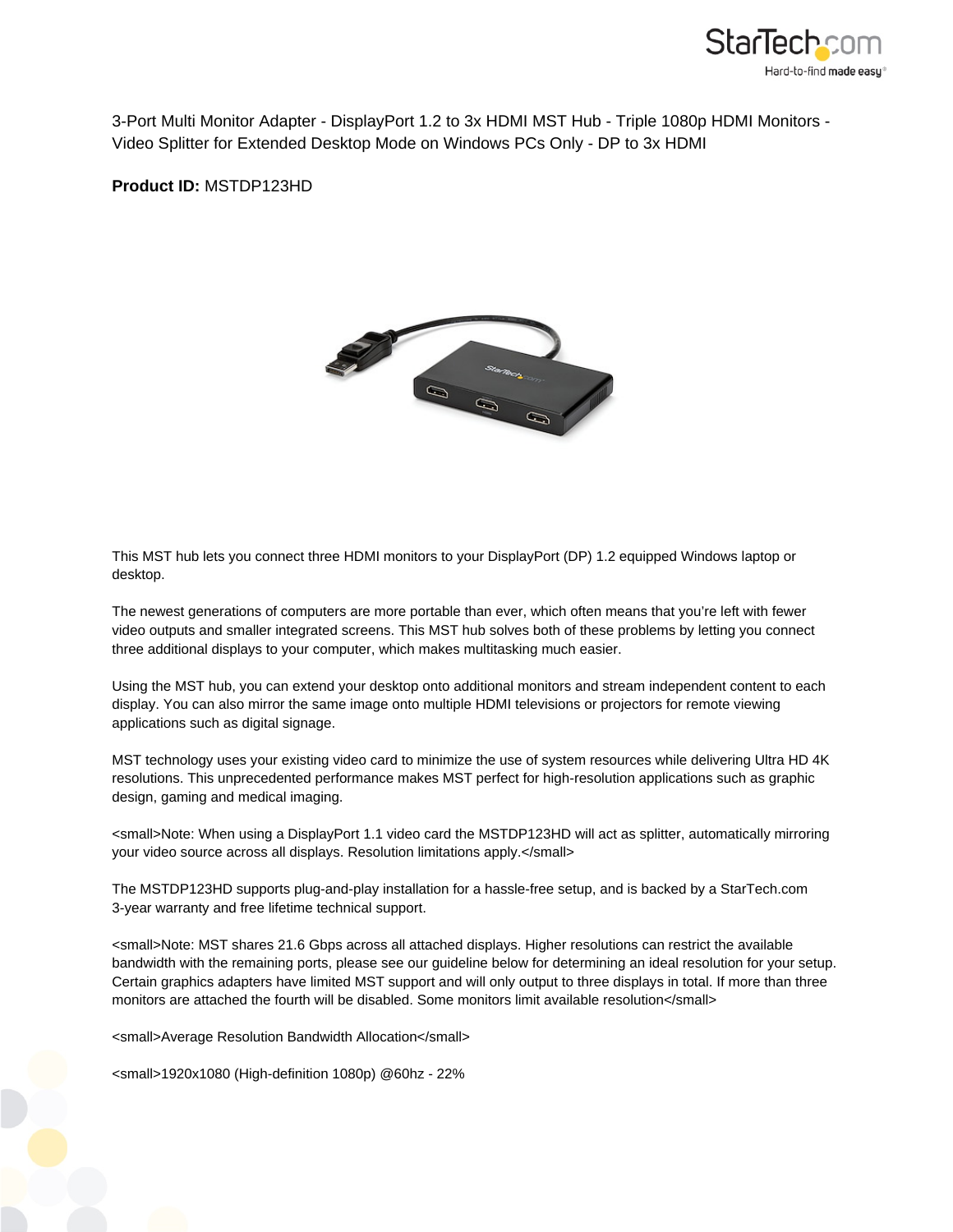3-Port Multi Monitor Adapter - DisplayPort 1.2 to 3x HDMI MST Hub - Triple 1080p HDMI Monitors - Video Splitter for Extended Desktop Mode on Windows PCs Only - DP to 3x HDMI

**Product ID:** MSTDP123HD

This MST hub lets you connect three HDMI monitors to your DisplayPort (DP) 1.2 equipped Windows laptop or desktop.

The newest generations of computers are more portable than ever, which often means that you're left with fewer video outputs and smaller integrated screens. This MST hub solves both of these problems by letting you connect three additional displays to your computer, which makes multitasking much easier.

Using the MST hub, you can extend your desktop onto additional monitors and stream independent content to each display. You can also mirror the same image onto multiple HDMI televisions or projectors for remote viewing applications such as digital signage.

MST technology uses your existing video card to minimize the use of system resources while delivering Ultra HD 4K resolutions. This unprecedented performance makes MST perfect for high-resolution applications such as graphic design, gaming and medical imaging.

<small>Note: When using a DisplayPort 1.1 video card the MSTDP123HD will act as splitter, automatically mirroring your video source across all displays. Resolution limitations apply.</small>

The MSTDP123HD supports plug-and-play installation for a hassle-free setup, and is backed by a StarTech.com 3-year warranty and free lifetime technical support.

<small>Note: MST shares 21.6 Gbps across all attached displays. Higher resolutions can restrict the available bandwidth with the remaining ports, please see our guideline below for determining an ideal resolution for your setup. Certain graphics adapters have limited MST support and will only output to three displays in total. If more than three monitors are attached the fourth will be disabled. Some monitors limit available resolution</small>

<small>Average Resolution Bandwidth Allocation</small>

<small>1920x1080 (High-definition 1080p) @60hz - 22%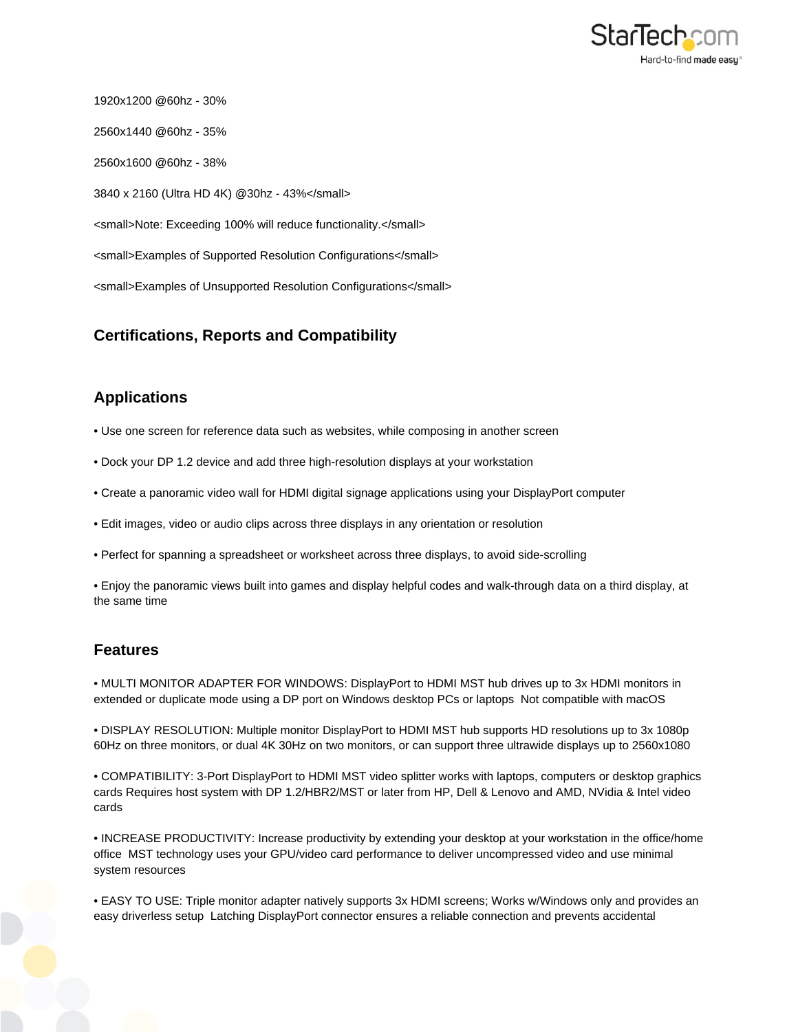1920x1200 @60hz - 30%

2560x1440 @60hz - 35%

2560x1600 @60hz - 38%

3840 x 2160 (Ultra HD 4K) @30hz - 43%</small>

<small>Note: Exceeding 100% will reduce functionality.</small>

<small>Examples of Supported Resolution Configurations</small>

<small>Examples of Unsupported Resolution Configurations</small>

## Certifications, Reports and Compatibility

## Applications

- Use one screen for reference data such as websites, while composing in another screen
- Dock your DP 1.2 device and add three high-resolution displays at your workstation
- Create a panoramic video wall for HDMI digital signage applications using your DisplayPort computer
- Edit images, video or audio clips across three displays in any orientation or resolution
- Perfect for spanning a spreadsheet or worksheet across three displays, to avoid side-scrolling
- Enjoy the panoramic views built into games and display helpful codes and walk-through data on a third display, at the same time

## Features

- MULTI MONITOR ADAPTER FOR WINDOWS: DisplayPort to HDMI MST hub drives up to 3x HDMI monitors in extended or duplicate mode using a DP port on Windows desktop PCs or laptops  Not compatible with macOS
- DISPLAY RESOLUTION: Multiple monitor DisplayPort to HDMI MST hub supports HD resolutions up to 3x 1080p 60Hz on three monitors, or dual 4K 30Hz on two monitors, or can support three ultrawide displays up to 2560x1080
- COMPATIBILITY: 3-Port DisplayPort to HDMI MST video splitter works with laptops, computers or desktop graphics cards Requires host system with DP 1.2/HBR2/MST or later from HP, Dell & Lenovo and AMD, NVidia & Intel video cards
- INCREASE PRODUCTIVITY: Increase productivity by extending your desktop at your workstation in the office/home office  MST technology uses your GPU/video card performance to deliver uncompressed video and use minimal system resources
- EASY TO USE: Triple monitor adapter natively supports 3x HDMI screens; Works w/Windows only and provides an easy driverless setup  Latching DisplayPort connector ensures a reliable connection and prevents accidental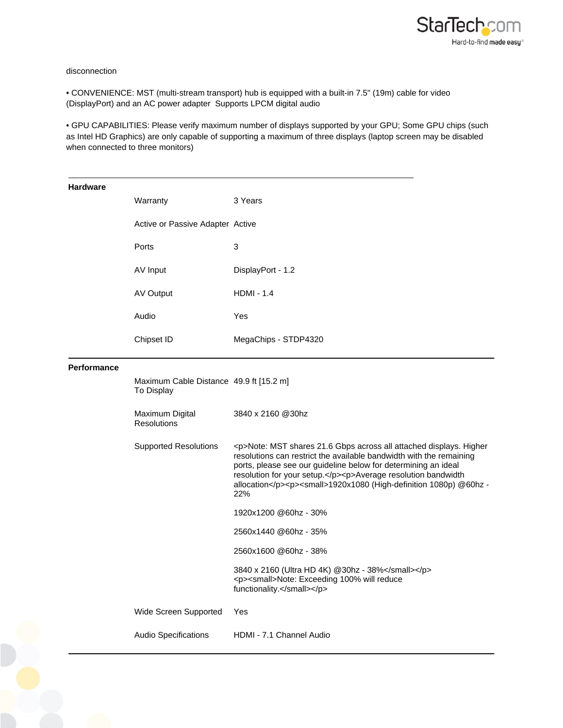disconnection

• CONVENIENCE: MST (multi-stream transport) hub is equipped with a built-in 7.5" (19m) cable for video (DisplayPort) and an AC power adapter  Supports LPCM digital audio

• GPU CAPABILITIES: Please verify maximum number of displays supported by your GPU; Some GPU chips (such as Intel HD Graphics) are only capable of supporting a maximum of three displays (laptop screen may be disabled when connected to three monitors)

| **Hardware** | | |
|---|---|---|
| | Warranty | 3 Years |
| | Active or Passive Adapter | Active |
| | Ports | 3 |
| | AV Input | DisplayPort - 1.2 |
| | AV Output | HDMI - 1.4 |
| | Audio | Yes |
| | Chipset ID | MegaChips - STDP4320 |

| **Performance** | | |
|---|---|---|
| | Maximum Cable Distance To Display | 49.9 ft [15.2 m] |
| | Maximum Digital Resolutions | 3840 x 2160 @30hz |
| | Supported Resolutions | <p>Note: MST shares 21.6 Gbps across all attached displays. Higher resolutions can restrict the available bandwidth with the remaining ports, please see our guideline below for determining an ideal resolution for your setup.</p><p>Average resolution bandwidth allocation</p><p><small>1920x1080 (High-definition 1080p) @60hz - 22%<br><br>1920x1200 @60hz - 30%<br><br>2560x1440 @60hz - 35%<br><br>2560x1600 @60hz - 38%<br><br>3840 x 2160 (Ultra HD 4K) @30hz - 38%</small></p><p><small>Note: Exceeding 100% will reduce functionality.</small></p> |
| | Wide Screen Supported | Yes |
| | Audio Specifications | HDMI - 7.1 Channel Audio |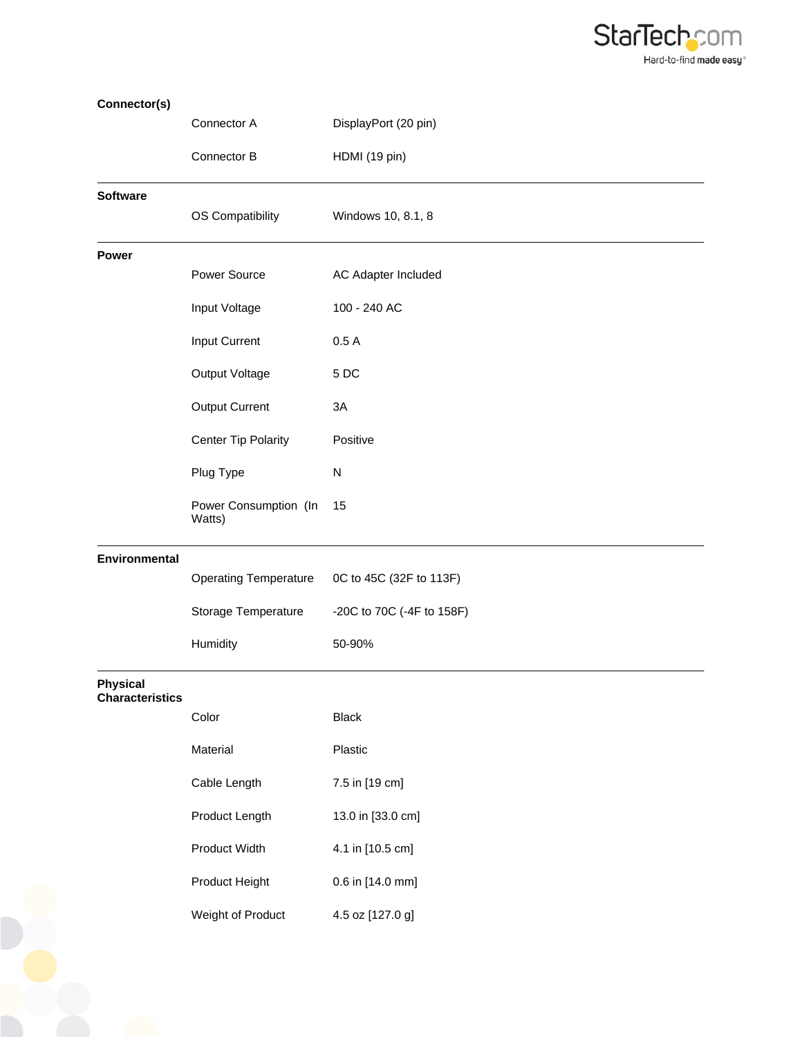| | | |
|---|---|---|
| **Connector(s)** | | |
| | Connector A | DisplayPort (20 pin) |
| | Connector B | HDMI (19 pin) |
| **Software** | | |
| | OS Compatibility | Windows 10, 8.1, 8 |
| **Power** | | |
| | Power Source | AC Adapter Included |
| | Input Voltage | 100 - 240 AC |
| | Input Current | 0.5 A |
| | Output Voltage | 5 DC |
| | Output Current | 3A |
| | Center Tip Polarity | Positive |
| | Plug Type | N |
| | Power Consumption (In Watts) | 15 |
| **Environmental** | | |
| | Operating Temperature | 0C to 45C (32F to 113F) |
| | Storage Temperature | -20C to 70C (-4F to 158F) |
| | Humidity | 50-90% |
| **Physical Characteristics** | | |
| | Color | Black |
| | Material | Plastic |
| | Cable Length | 7.5 in [19 cm] |
| | Product Length | 13.0 in [33.0 cm] |
| | Product Width | 4.1 in [10.5 cm] |
| | Product Height | 0.6 in [14.0 mm] |
| | Weight of Product | 4.5 oz [127.0 g] |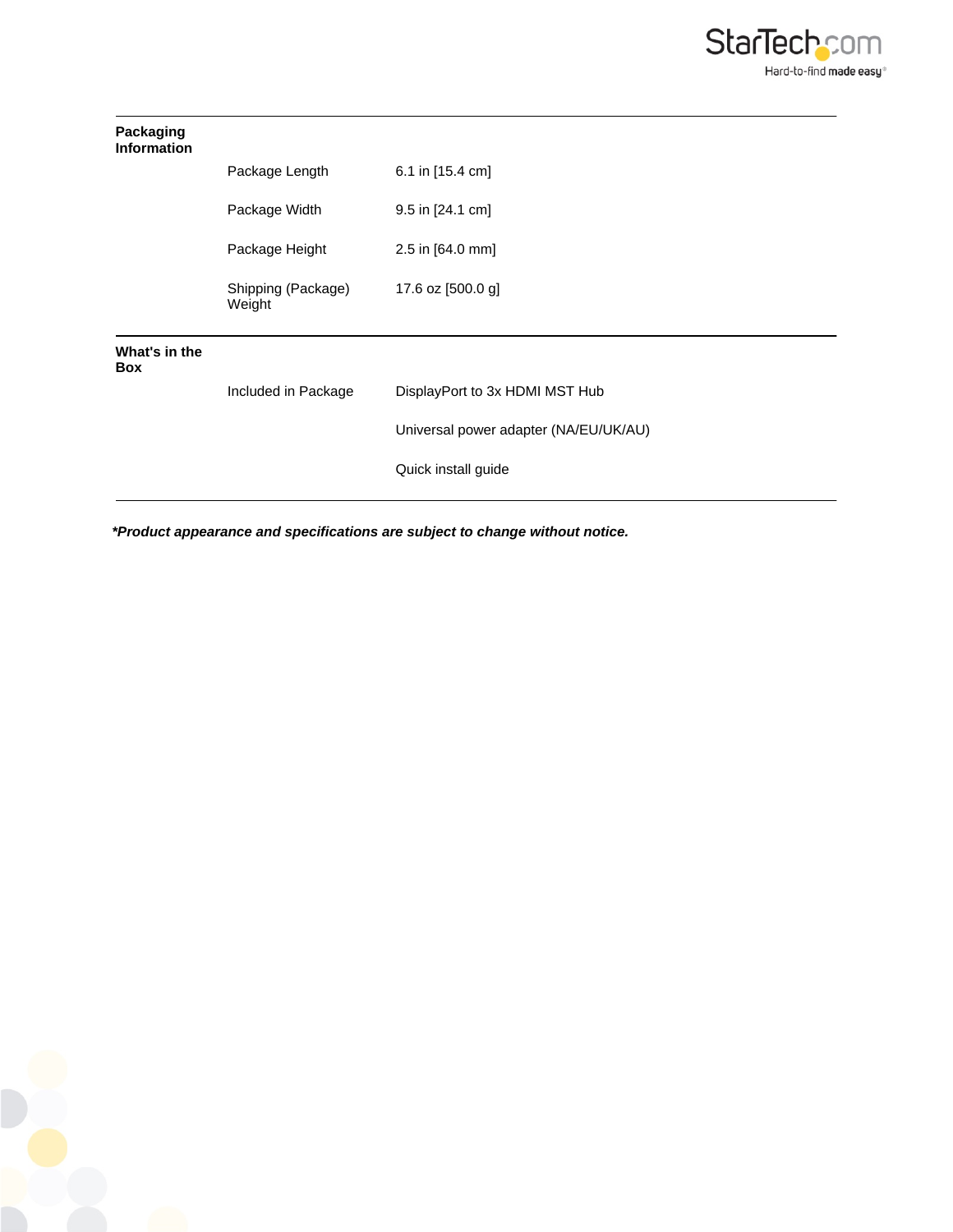| | | |
|---|---|---|
| **Packaging Information** | | |
| | Package Length | 6.1 in [15.4 cm] |
| | Package Width | 9.5 in [24.1 cm] |
| | Package Height | 2.5 in [64.0 mm] |
| | Shipping (Package) Weight | 17.6 oz [500.0 g] |
| **What's in the Box** | | |
| | Included in Package | DisplayPort to 3x HDMI MST Hub |
| | | Universal power adapter (NA/EU/UK/AU) |
| | | Quick install guide |

***Product appearance and specifications are subject to change without notice.***